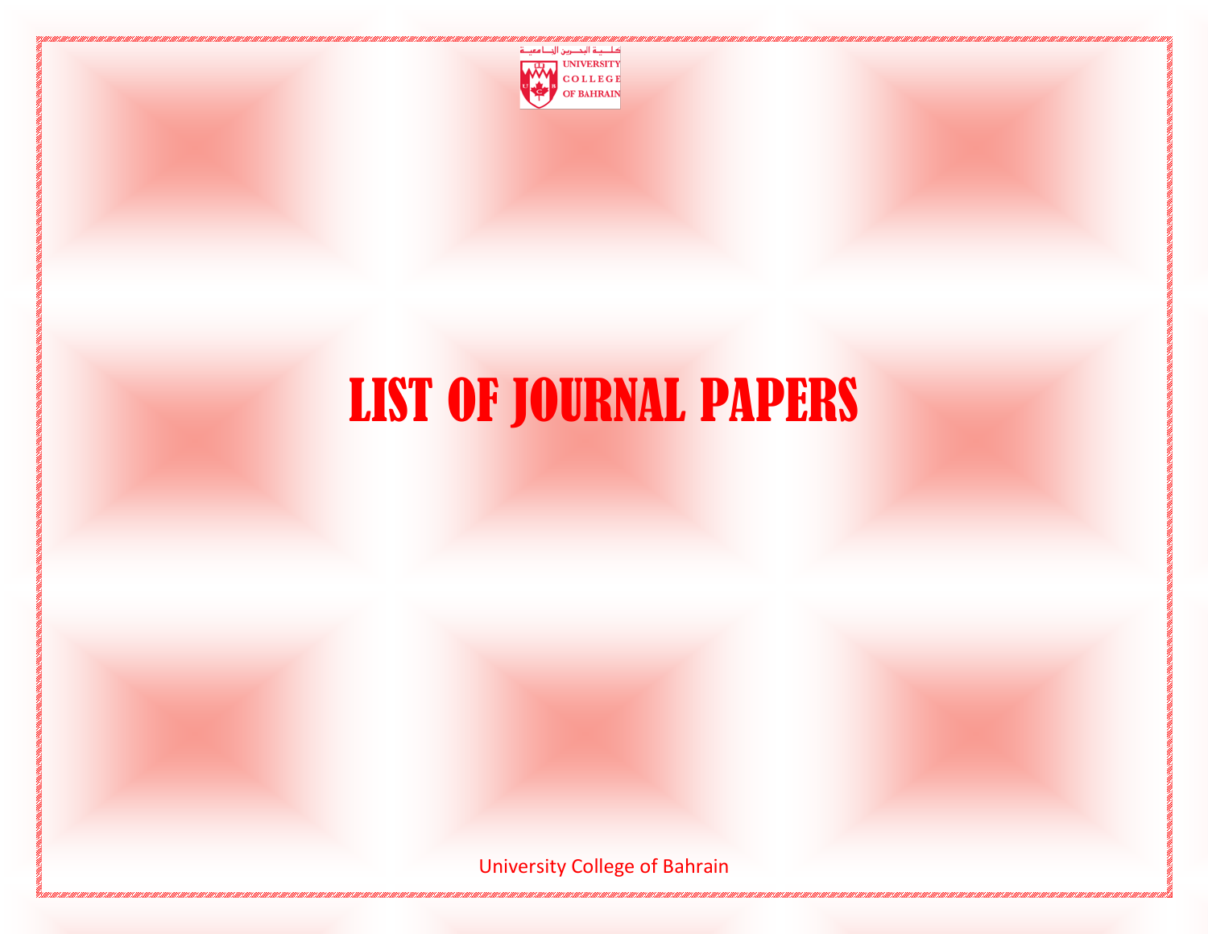كلية البحرين الجامعية

UNIVERSITY COLLEGE OF BAHRAIN

# LIST OF JOURNAL PAPERS

University College of Bahrain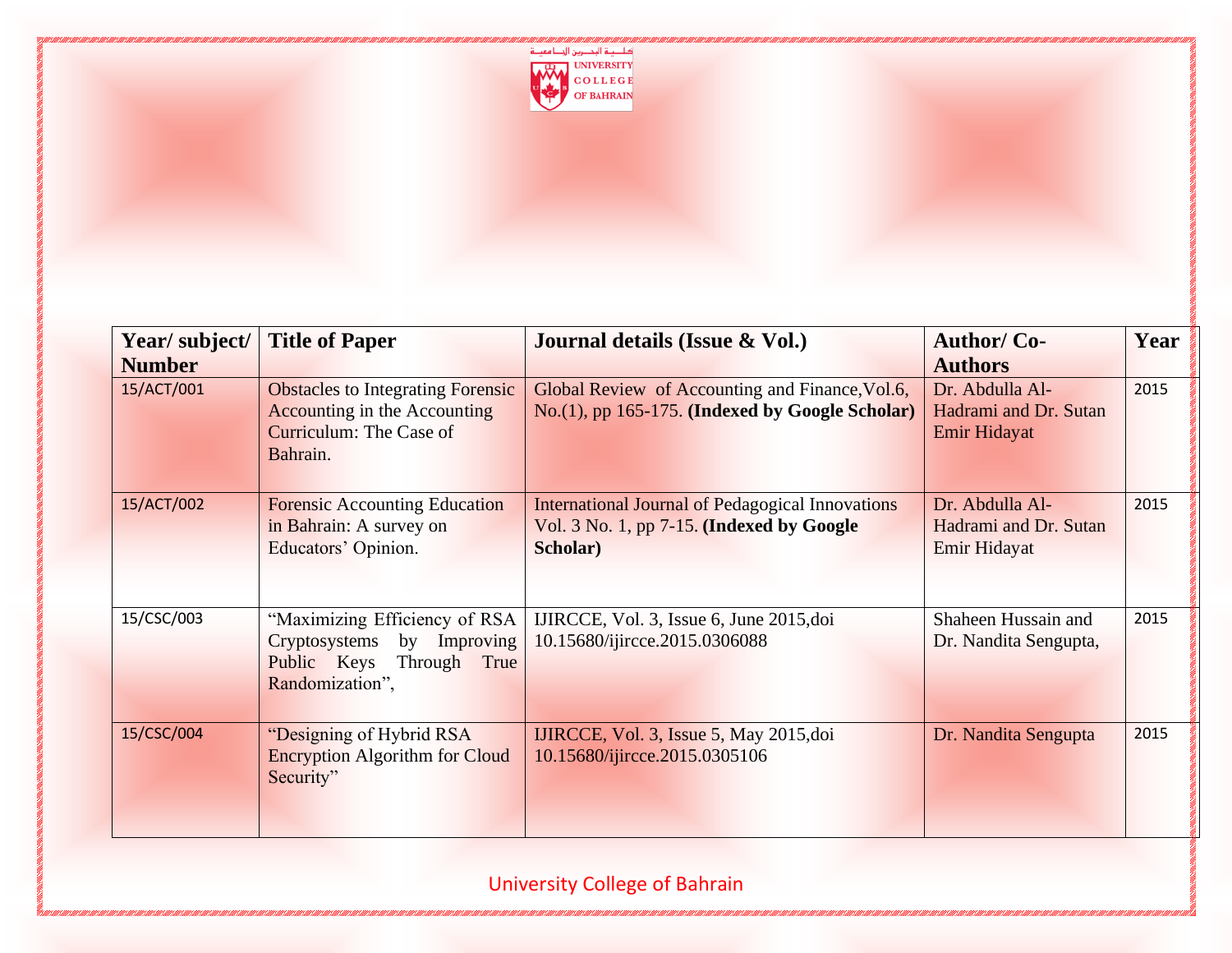| Year/ subject/ Number | Title of Paper | Journal details (Issue & Vol.) | Author/ Co-Authors | Year |
|---|---|---|---|---|
| 15/ACT/001 | Obstacles to Integrating Forensic Accounting in the Accounting Curriculum: The Case of Bahrain. | Global Review of Accounting and Finance,Vol.6, No.(1), pp 165-175. **(Indexed by Google Scholar)** | Dr. Abdulla Al-Hadrami and Dr. Sutan Emir Hidayat | 2015 |
| 15/ACT/002 | Forensic Accounting Education in Bahrain: A survey on Educators' Opinion. | International Journal of Pedagogical Innovations Vol. 3 No. 1, pp 7-15. **(Indexed by Google Scholar)** | Dr. Abdulla Al-Hadrami and Dr. Sutan Emir Hidayat | 2015 |
| 15/CSC/003 | "Maximizing Efficiency of RSA Cryptosystems by Improving Public Keys Through True Randomization", | IJIRCCE, Vol. 3, Issue 6, June 2015,doi 10.15680/ijircce.2015.0306088 | Shaheen Hussain and Dr. Nandita Sengupta, | 2015 |
| 15/CSC/004 | "Designing of Hybrid RSA Encryption Algorithm for Cloud Security" | IJIRCCE, Vol. 3, Issue 5, May 2015,doi 10.15680/ijircce.2015.0305106 | Dr. Nandita Sengupta | 2015 |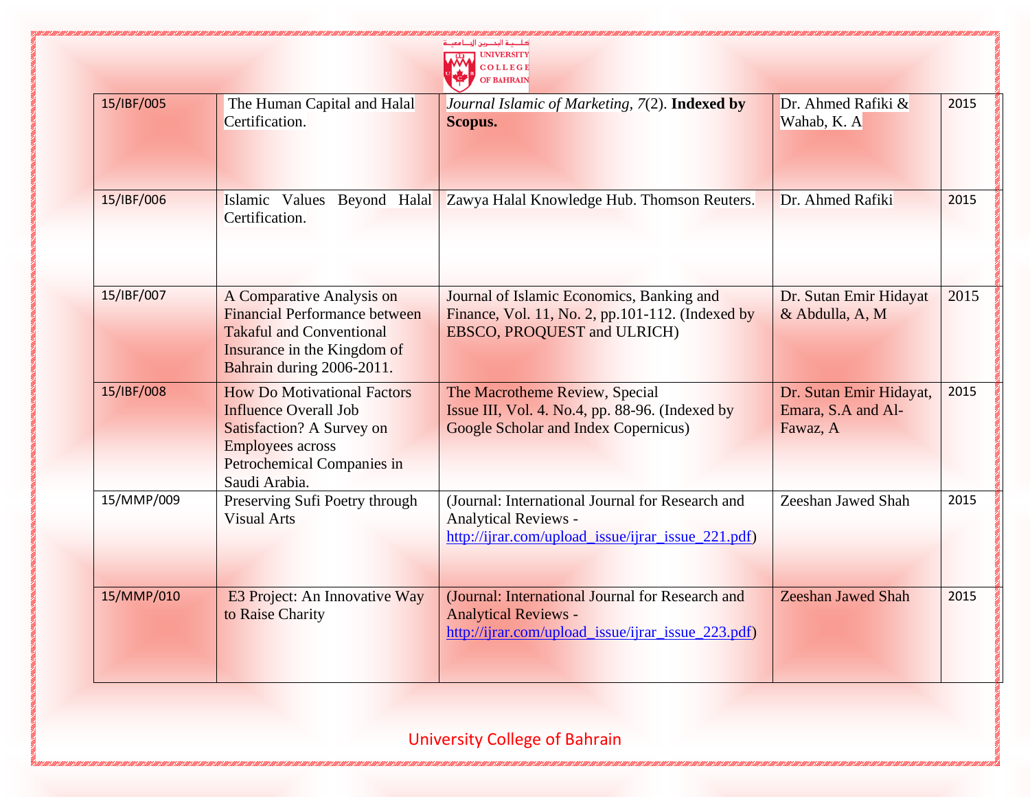| | | | | |
|---|---|---|---|---|
| 15/IBF/005 | The Human Capital and Halal Certification. | *Journal Islamic of Marketing, 7*(2). **Indexed by Scopus.** | Dr. Ahmed Rafiki & Wahab, K. A | 2015 |
| 15/IBF/006 | Islamic Values Beyond Halal Certification. | Zawya Halal Knowledge Hub. Thomson Reuters. | Dr. Ahmed Rafiki | 2015 |
| 15/IBF/007 | A Comparative Analysis on Financial Performance between Takaful and Conventional Insurance in the Kingdom of Bahrain during 2006-2011. | Journal of Islamic Economics, Banking and Finance, Vol. 11, No. 2, pp.101-112. (Indexed by EBSCO, PROQUEST and ULRICH) | Dr. Sutan Emir Hidayat & Abdulla, A, M | 2015 |
| 15/IBF/008 | How Do Motivational Factors Influence Overall Job Satisfaction? A Survey on Employees across Petrochemical Companies in Saudi Arabia. | The Macrotheme Review, Special Issue III, Vol. 4. No.4, pp. 88-96. (Indexed by Google Scholar and Index Copernicus) | Dr. Sutan Emir Hidayat, Emara, S.A and Al-Fawaz, A | 2015 |
| 15/MMP/009 | Preserving Sufi Poetry through Visual Arts | (Journal: International Journal for Research and Analytical Reviews - http://ijrar.com/upload_issue/ijrar_issue_221.pdf) | Zeeshan Jawed Shah | 2015 |
| 15/MMP/010 | E3 Project: An Innovative Way to Raise Charity | (Journal: International Journal for Research and Analytical Reviews - http://ijrar.com/upload_issue/ijrar_issue_223.pdf) | Zeeshan Jawed Shah | 2015 |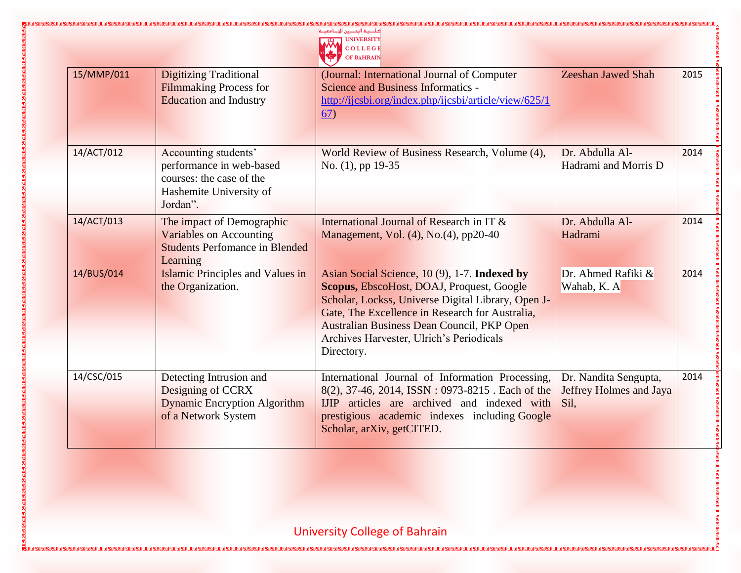| 15/MMP/011 | Digitizing Traditional Filmmaking Process for Education and Industry | (Journal: International Journal of Computer Science and Business Informatics - http://ijcsbi.org/index.php/ijcsbi/article/view/625/167) | Zeeshan Jawed Shah | 2015 |
|---|---|---|---|---|
| 14/ACT/012 | Accounting students' performance in web-based courses: the case of the Hashemite University of Jordan". | World Review of Business Research, Volume (4), No. (1), pp 19-35 | Dr. Abdulla Al-Hadrami and Morris D | 2014 |
| 14/ACT/013 | The impact of Demographic Variables on Accounting Students Perfomance in Blended Learning | International Journal of Research in IT & Management, Vol. (4), No.(4), pp20-40 | Dr. Abdulla Al-Hadrami | 2014 |
| 14/BUS/014 | Islamic Principles and Values in the Organization. | Asian Social Science, 10 (9), 1-7. **Indexed by Scopus,** EbscoHost, DOAJ, Proquest, Google Scholar, Lockss, Universe Digital Library, Open J-Gate, The Excellence in Research for Australia, Australian Business Dean Council, PKP Open Archives Harvester, Ulrich's Periodicals Directory. | Dr. Ahmed Rafiki & Wahab, K. A | 2014 |
| 14/CSC/015 | Detecting Intrusion and Designing of CCRX Dynamic Encryption Algorithm of a Network System | International Journal of Information Processing, 8(2), 37-46, 2014, ISSN : 0973-8215 . Each of the IJIP articles are archived and indexed with prestigious academic indexes including Google Scholar, arXiv, getCITED. | Dr. Nandita Sengupta, Jeffrey Holmes and Jaya Sil, | 2014 |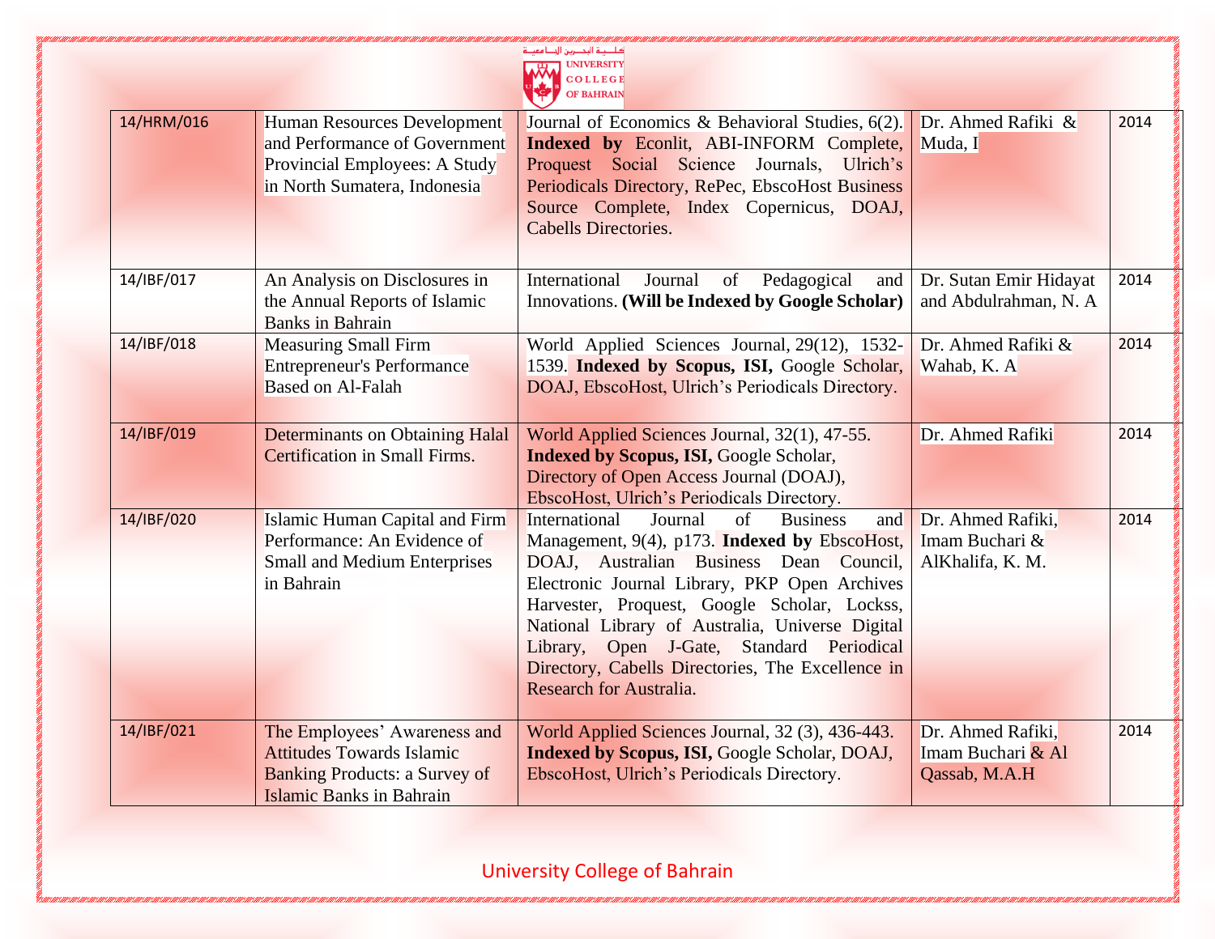| | | | | |
|---|---|---|---|---|
| 14/HRM/016 | Human Resources Development and Performance of Government Provincial Employees: A Study in North Sumatera, Indonesia | Journal of Economics & Behavioral Studies, 6(2). **Indexed by** Econlit, ABI-INFORM Complete, Proquest Social Science Journals, Ulrich's Periodicals Directory, RePec, EbscoHost Business Source Complete, Index Copernicus, DOAJ, Cabells Directories. | Dr. Ahmed Rafiki & Muda, I | 2014 |
| 14/IBF/017 | An Analysis on Disclosures in the Annual Reports of Islamic Banks in Bahrain | International Journal of Pedagogical and Innovations. **(Will be Indexed by Google Scholar)** | Dr. Sutan Emir Hidayat and Abdulrahman, N. A | 2014 |
| 14/IBF/018 | Measuring Small Firm Entrepreneur's Performance Based on Al-Falah | World Applied Sciences Journal, 29(12), 1532-1539. **Indexed by Scopus, ISI,** Google Scholar, DOAJ, EbscoHost, Ulrich's Periodicals Directory. | Dr. Ahmed Rafiki & Wahab, K. A | 2014 |
| 14/IBF/019 | Determinants on Obtaining Halal Certification in Small Firms. | World Applied Sciences Journal, 32(1), 47-55. **Indexed by Scopus, ISI,** Google Scholar, Directory of Open Access Journal (DOAJ), EbscoHost, Ulrich's Periodicals Directory. | Dr. Ahmed Rafiki | 2014 |
| 14/IBF/020 | Islamic Human Capital and Firm Performance: An Evidence of Small and Medium Enterprises in Bahrain | International Journal of Business and Management, 9(4), p173. **Indexed by** EbscoHost, DOAJ, Australian Business Dean Council, Electronic Journal Library, PKP Open Archives Harvester, Proquest, Google Scholar, Lockss, National Library of Australia, Universe Digital Library, Open J-Gate, Standard Periodical Directory, Cabells Directories, The Excellence in Research for Australia. | Dr. Ahmed Rafiki, Imam Buchari & AlKhalifa, K. M. | 2014 |
| 14/IBF/021 | The Employees' Awareness and Attitudes Towards Islamic Banking Products: a Survey of Islamic Banks in Bahrain | World Applied Sciences Journal, 32 (3), 436-443. **Indexed by Scopus, ISI,** Google Scholar, DOAJ, EbscoHost, Ulrich's Periodicals Directory. | Dr. Ahmed Rafiki, Imam Buchari & Al Qassab, M.A.H | 2014 |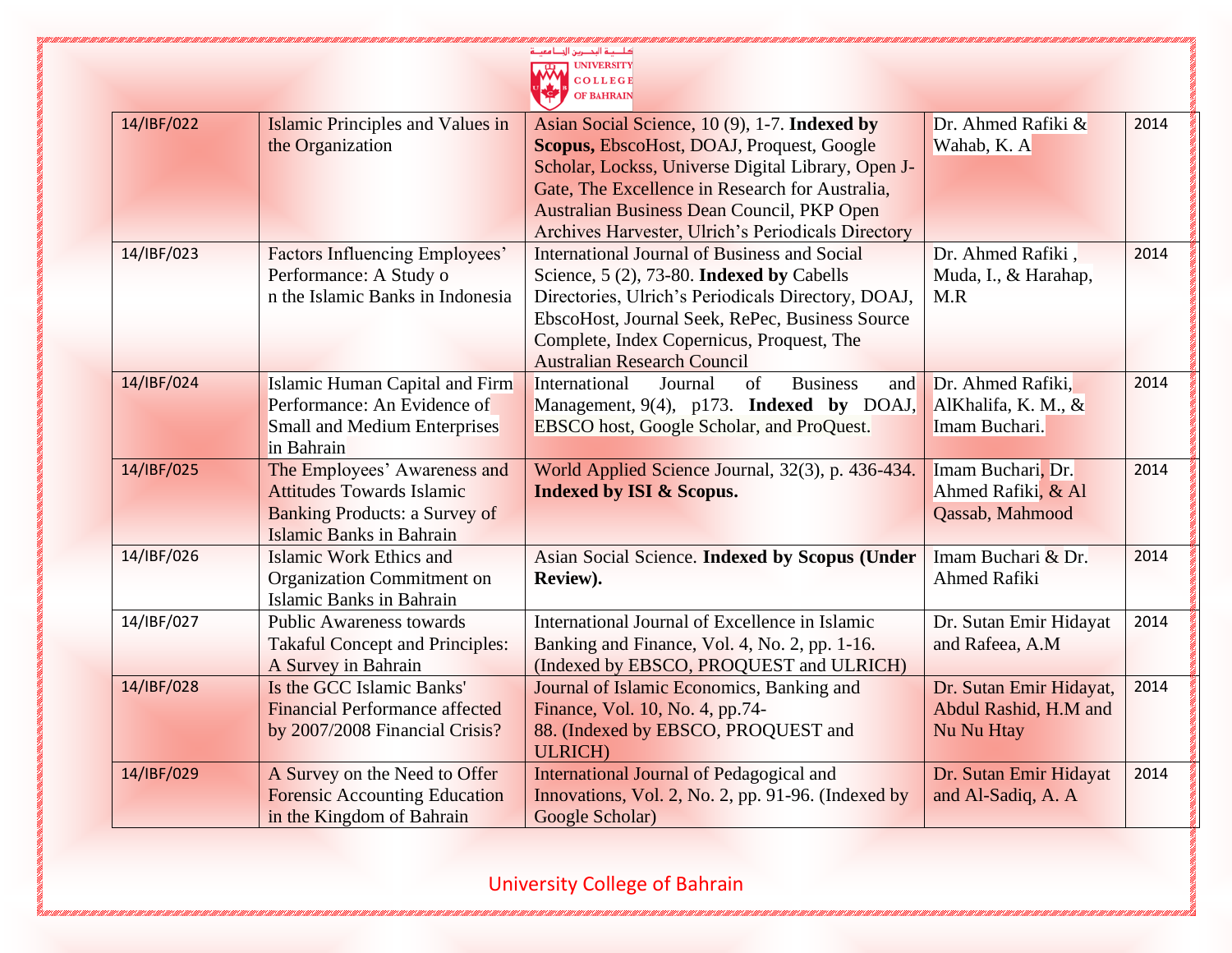| 14/IBF/022 | Islamic Principles and Values in the Organization | Asian Social Science, 10 (9), 1-7. **Indexed by Scopus,** EbscoHost, DOAJ, Proquest, Google Scholar, Lockss, Universe Digital Library, Open J-Gate, The Excellence in Research for Australia, Australian Business Dean Council, PKP Open Archives Harvester, Ulrich's Periodicals Directory | Dr. Ahmed Rafiki & Wahab, K. A | 2014 |
|---|---|---|---|---|
| 14/IBF/023 | Factors Influencing Employees' Performance: A Study o n the Islamic Banks in Indonesia | International Journal of Business and Social Science, 5 (2), 73-80. **Indexed by** Cabells Directories, Ulrich's Periodicals Directory, DOAJ, EbscoHost, Journal Seek, RePec, Business Source Complete, Index Copernicus, Proquest, The Australian Research Council | Dr. Ahmed Rafiki , Muda, I., & Harahap, M.R | 2014 |
| 14/IBF/024 | Islamic Human Capital and Firm Performance: An Evidence of Small and Medium Enterprises in Bahrain | International Journal of Business and Management, 9(4), p173. **Indexed by** DOAJ, EBSCO host, Google Scholar, and ProQuest. | Dr. Ahmed Rafiki, AlKhalifa, K. M., & Imam Buchari. | 2014 |
| 14/IBF/025 | The Employees' Awareness and Attitudes Towards Islamic Banking Products: a Survey of Islamic Banks in Bahrain | World Applied Science Journal, 32(3), p. 436-434. **Indexed by ISI & Scopus.** | Imam Buchari, Dr. Ahmed Rafiki, & Al Qassab, Mahmood | 2014 |
| 14/IBF/026 | Islamic Work Ethics and Organization Commitment on Islamic Banks in Bahrain | Asian Social Science. **Indexed by Scopus (Under Review).** | Imam Buchari & Dr. Ahmed Rafiki | 2014 |
| 14/IBF/027 | Public Awareness towards Takaful Concept and Principles: A Survey in Bahrain | International Journal of Excellence in Islamic Banking and Finance, Vol. 4, No. 2, pp. 1-16. (Indexed by EBSCO, PROQUEST and ULRICH) | Dr. Sutan Emir Hidayat and Rafeea, A.M | 2014 |
| 14/IBF/028 | Is the GCC Islamic Banks' Financial Performance affected by 2007/2008 Financial Crisis? | Journal of Islamic Economics, Banking and Finance, Vol. 10, No. 4, pp.74-88. (Indexed by EBSCO, PROQUEST and ULRICH) | Dr. Sutan Emir Hidayat, Abdul Rashid, H.M and Nu Nu Htay | 2014 |
| 14/IBF/029 | A Survey on the Need to Offer Forensic Accounting Education in the Kingdom of Bahrain | International Journal of Pedagogical and Innovations, Vol. 2, No. 2, pp. 91-96. (Indexed by Google Scholar) | Dr. Sutan Emir Hidayat and Al-Sadiq, A. A | 2014 |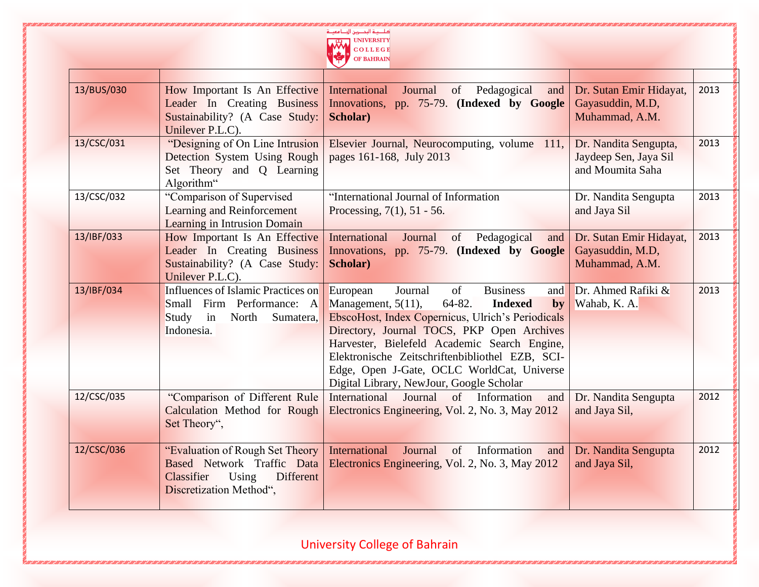|  |  |  |  |  |
|---|---|---|---|---|
| 13/BUS/030 | How Important Is An Effective Leader In Creating Business Sustainability? (A Case Study: Unilever P.L.C). | International Journal of Pedagogical and Innovations, pp. 75-79. **(Indexed by Google Scholar)** | Dr. Sutan Emir Hidayat, Gayasuddin, M.D, Muhammad, A.M. | 2013 |
| 13/CSC/031 | "Designing of On Line Intrusion Detection System Using Rough Set Theory and Q Learning Algorithm" | Elsevier Journal, Neurocomputing, volume 111, pages 161-168, July 2013 | Dr. Nandita Sengupta, Jaydeep Sen, Jaya Sil and Moumita Saha | 2013 |
| 13/CSC/032 | "Comparison of Supervised Learning and Reinforcement Learning in Intrusion Domain | "International Journal of Information Processing, 7(1), 51 - 56. | Dr. Nandita Sengupta and Jaya Sil | 2013 |
| 13/IBF/033 | How Important Is An Effective Leader In Creating Business Sustainability? (A Case Study: Unilever P.L.C). | International Journal of Pedagogical and Innovations, pp. 75-79. **(Indexed by Google Scholar)** | Dr. Sutan Emir Hidayat, Gayasuddin, M.D, Muhammad, A.M. | 2013 |
| 13/IBF/034 | Influences of Islamic Practices on Small Firm Performance: A Study in North Sumatera, Indonesia. | European Journal of Business and Management, 5(11), 64-82. **Indexed by** EbscoHost, Index Copernicus, Ulrich's Periodicals Directory, Journal TOCS, PKP Open Archives Harvester, Bielefeld Academic Search Engine, Elektronische Zeitschriftenbibliothel EZB, SCI-Edge, Open J-Gate, OCLC WorldCat, Universe Digital Library, NewJour, Google Scholar | Dr. Ahmed Rafiki & Wahab, K. A. | 2013 |
| 12/CSC/035 | "Comparison of Different Rule Calculation Method for Rough Set Theory", | International Journal of Information and Electronics Engineering, Vol. 2, No. 3, May 2012 | Dr. Nandita Sengupta and Jaya Sil, | 2012 |
| 12/CSC/036 | "Evaluation of Rough Set Theory Based Network Traffic Data Classifier Using Different Discretization Method", | International Journal of Information and Electronics Engineering, Vol. 2, No. 3, May 2012 | Dr. Nandita Sengupta and Jaya Sil, | 2012 |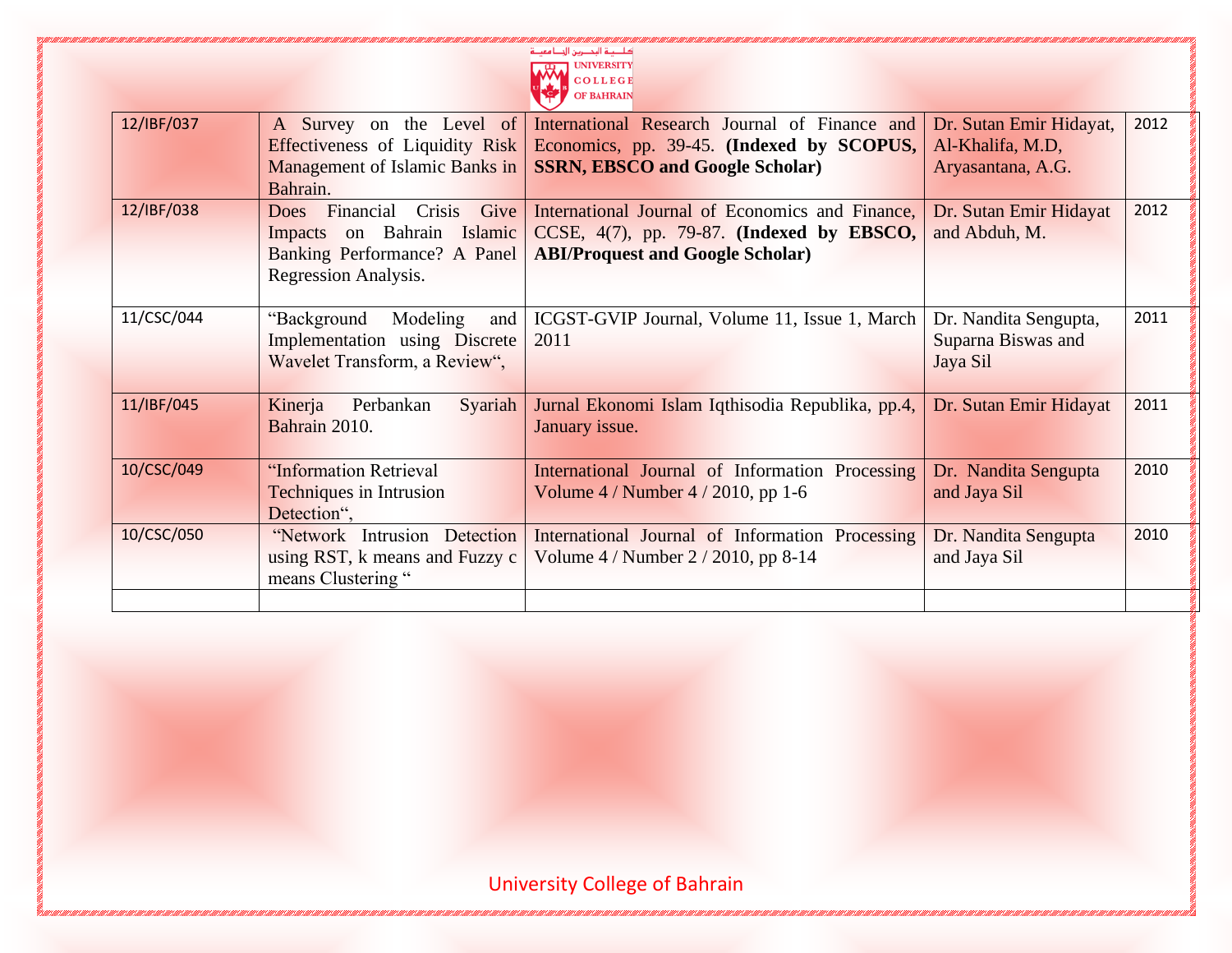| 12/IBF/037 | A Survey on the Level of Effectiveness of Liquidity Risk Management of Islamic Banks in Bahrain. | International Research Journal of Finance and Economics, pp. 39-45. **(Indexed by SCOPUS, SSRN, EBSCO and Google Scholar)** | Dr. Sutan Emir Hidayat, Al-Khalifa, M.D, Aryasantana, A.G. | 2012 |
|---|---|---|---|---|
| 12/IBF/038 | Does Financial Crisis Give Impacts on Bahrain Islamic Banking Performance? A Panel Regression Analysis. | International Journal of Economics and Finance, CCSE, 4(7), pp. 79-87. **(Indexed by EBSCO, ABI/Proquest and Google Scholar)** | Dr. Sutan Emir Hidayat and Abduh, M. | 2012 |
| 11/CSC/044 | "Background Modeling and Implementation using Discrete Wavelet Transform, a Review", | ICGST-GVIP Journal, Volume 11, Issue 1, March 2011 | Dr. Nandita Sengupta, Suparna Biswas and Jaya Sil | 2011 |
| 11/IBF/045 | Kinerja Perbankan Syariah Bahrain 2010. | Jurnal Ekonomi Islam Iqthisodia Republika, pp.4, January issue. | Dr. Sutan Emir Hidayat | 2011 |
| 10/CSC/049 | "Information Retrieval Techniques in Intrusion Detection", | International Journal of Information Processing Volume 4 / Number 4 / 2010, pp 1-6 | Dr. Nandita Sengupta and Jaya Sil | 2010 |
| 10/CSC/050 | "Network Intrusion Detection using RST, k means and Fuzzy c means Clustering " | International Journal of Information Processing Volume 4 / Number 2 / 2010, pp 8-14 | Dr. Nandita Sengupta and Jaya Sil | 2010 |
| | | | | |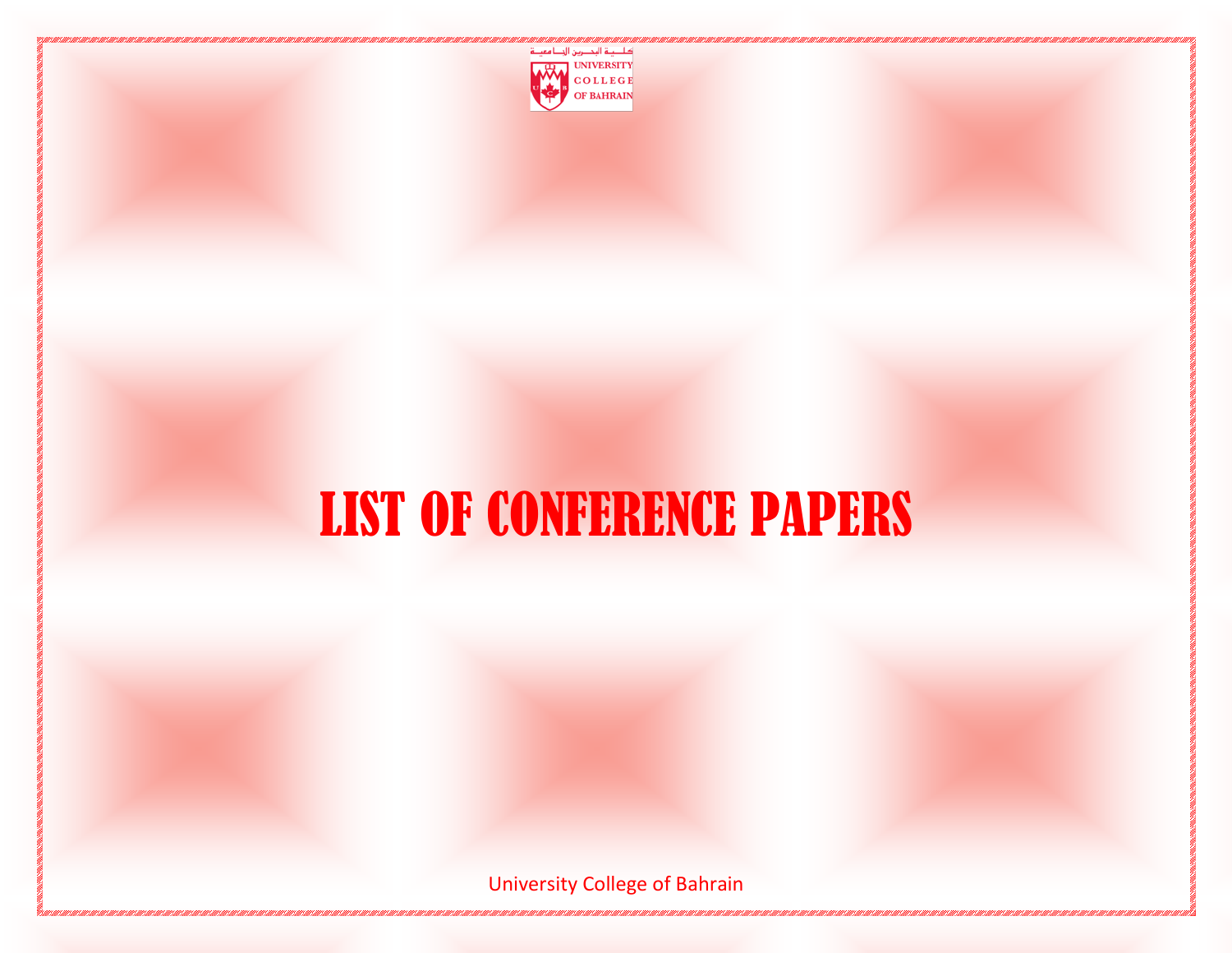كلية البحرين الجامعية

UNIVERSITY COLLEGE OF BAHRAIN

# LIST OF CONFERENCE PAPERS

University College of Bahrain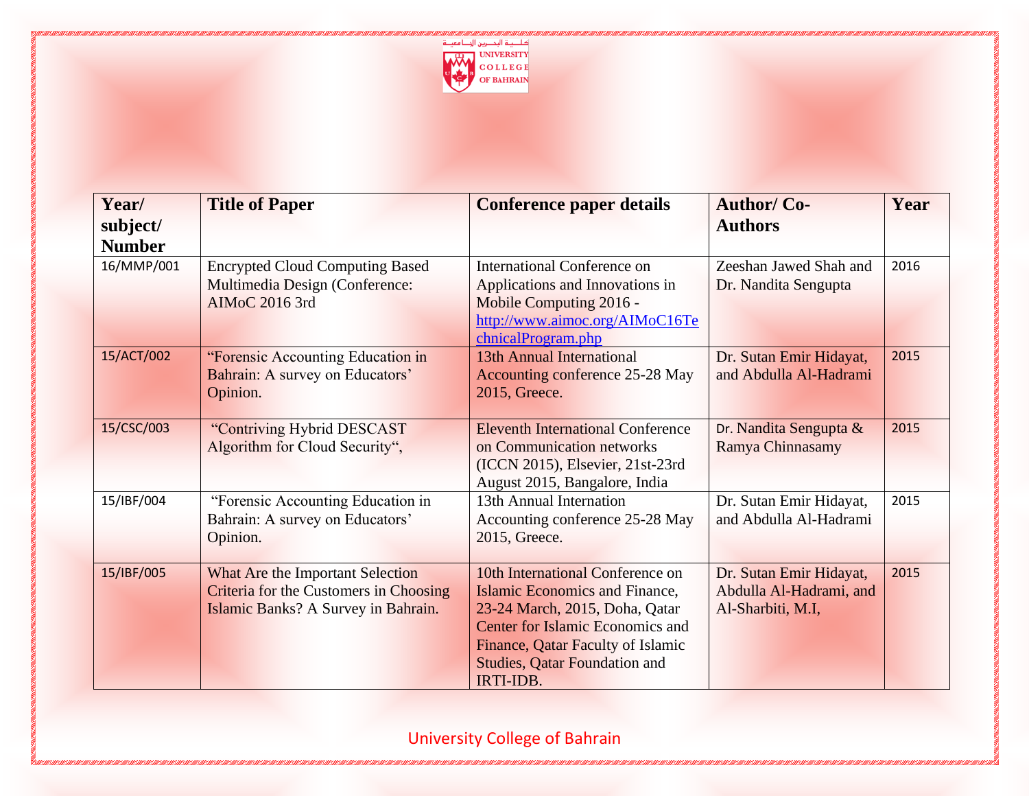| Year/ subject/ Number | Title of Paper | Conference paper details | Author/ Co-Authors | Year |
|---|---|---|---|---|
| 16/MMP/001 | Encrypted Cloud Computing Based Multimedia Design (Conference: AIMoC 2016 3rd | International Conference on Applications and Innovations in Mobile Computing 2016 - http://www.aimoc.org/AIMoC16TechnicalProgram.php | Zeeshan Jawed Shah and Dr. Nandita Sengupta | 2016 |
| 15/ACT/002 | "Forensic Accounting Education in Bahrain: A survey on Educators' Opinion. | 13th Annual International Accounting conference 25-28 May 2015, Greece. | Dr. Sutan Emir Hidayat, and Abdulla Al-Hadrami | 2015 |
| 15/CSC/003 | "Contriving Hybrid DESCAST Algorithm for Cloud Security", | Eleventh International Conference on Communication networks (ICCN 2015), Elsevier, 21st-23rd August 2015, Bangalore, India | Dr. Nandita Sengupta & Ramya Chinnasamy | 2015 |
| 15/IBF/004 | "Forensic Accounting Education in Bahrain: A survey on Educators' Opinion. | 13th Annual Internation Accounting conference 25-28 May 2015, Greece. | Dr. Sutan Emir Hidayat, and Abdulla Al-Hadrami | 2015 |
| 15/IBF/005 | What Are the Important Selection Criteria for the Customers in Choosing Islamic Banks? A Survey in Bahrain. | 10th International Conference on Islamic Economics and Finance, 23-24 March, 2015, Doha, Qatar Center for Islamic Economics and Finance, Qatar Faculty of Islamic Studies, Qatar Foundation and IRTI-IDB. | Dr. Sutan Emir Hidayat, Abdulla Al-Hadrami, and Al-Sharbiti, M.I, | 2015 |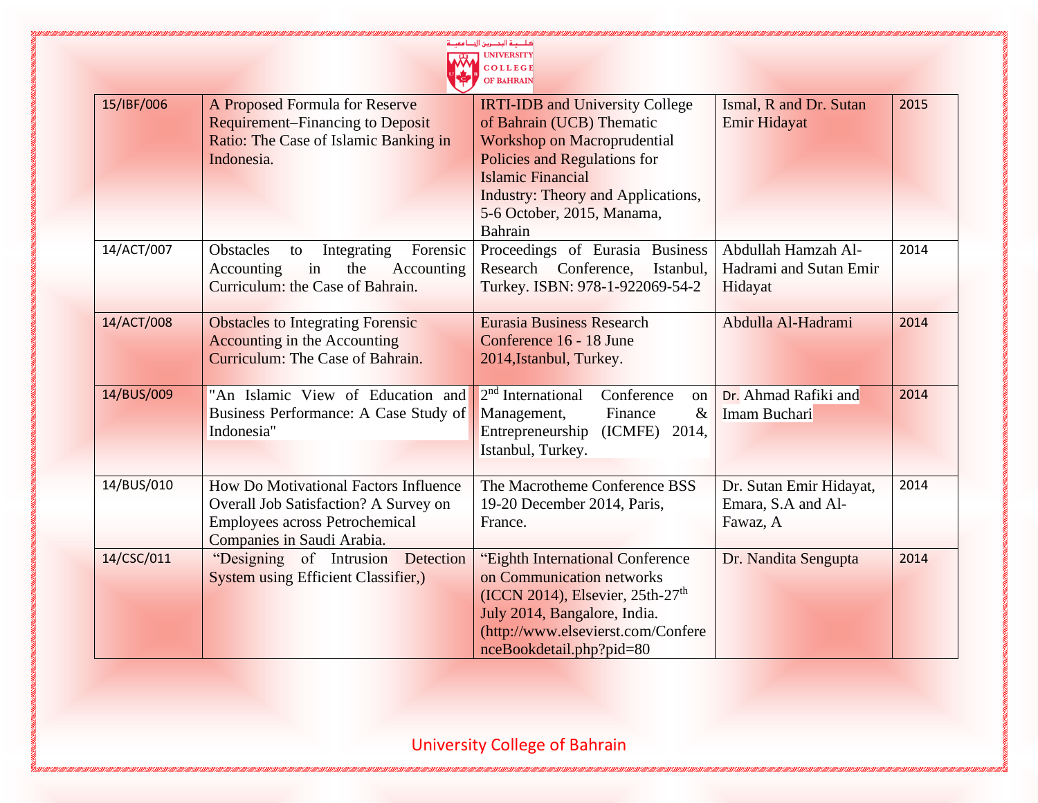| 15/IBF/006 | A Proposed Formula for Reserve Requirement–Financing to Deposit Ratio: The Case of Islamic Banking in Indonesia. | IRTI-IDB and University College of Bahrain (UCB) Thematic Workshop on Macroprudential Policies and Regulations for Islamic Financial Industry: Theory and Applications, 5-6 October, 2015, Manama, Bahrain | Ismal, R and Dr. Sutan Emir Hidayat | 2015 |
|---|---|---|---|---|
| 14/ACT/007 | Obstacles to Integrating Forensic Accounting in the Accounting Curriculum: the Case of Bahrain. | Proceedings of Eurasia Business Research Conference, Istanbul, Turkey. ISBN: 978-1-922069-54-2 | Abdullah Hamzah Al-Hadrami and Sutan Emir Hidayat | 2014 |
| 14/ACT/008 | Obstacles to Integrating Forensic Accounting in the Accounting Curriculum: The Case of Bahrain. | Eurasia Business Research Conference 16 - 18 June 2014,Istanbul, Turkey. | Abdulla Al-Hadrami | 2014 |
| 14/BUS/009 | "An Islamic View of Education and Business Performance: A Case Study of Indonesia" | 2nd International Conference on Management, Finance & Entrepreneurship (ICMFE) 2014, Istanbul, Turkey. | Dr. Ahmad Rafiki and Imam Buchari | 2014 |
| 14/BUS/010 | How Do Motivational Factors Influence Overall Job Satisfaction? A Survey on Employees across Petrochemical Companies in Saudi Arabia. | The Macrotheme Conference BSS 19-20 December 2014, Paris, France. | Dr. Sutan Emir Hidayat, Emara, S.A and Al-Fawaz, A | 2014 |
| 14/CSC/011 | "Designing of Intrusion Detection System using Efficient Classifier,) | "Eighth International Conference on Communication networks (ICCN 2014), Elsevier, 25th-27th July 2014, Bangalore, India. (http://www.elsevierst.com/ConferenceBookdetail.php?pid=80 | Dr. Nandita Sengupta | 2014 |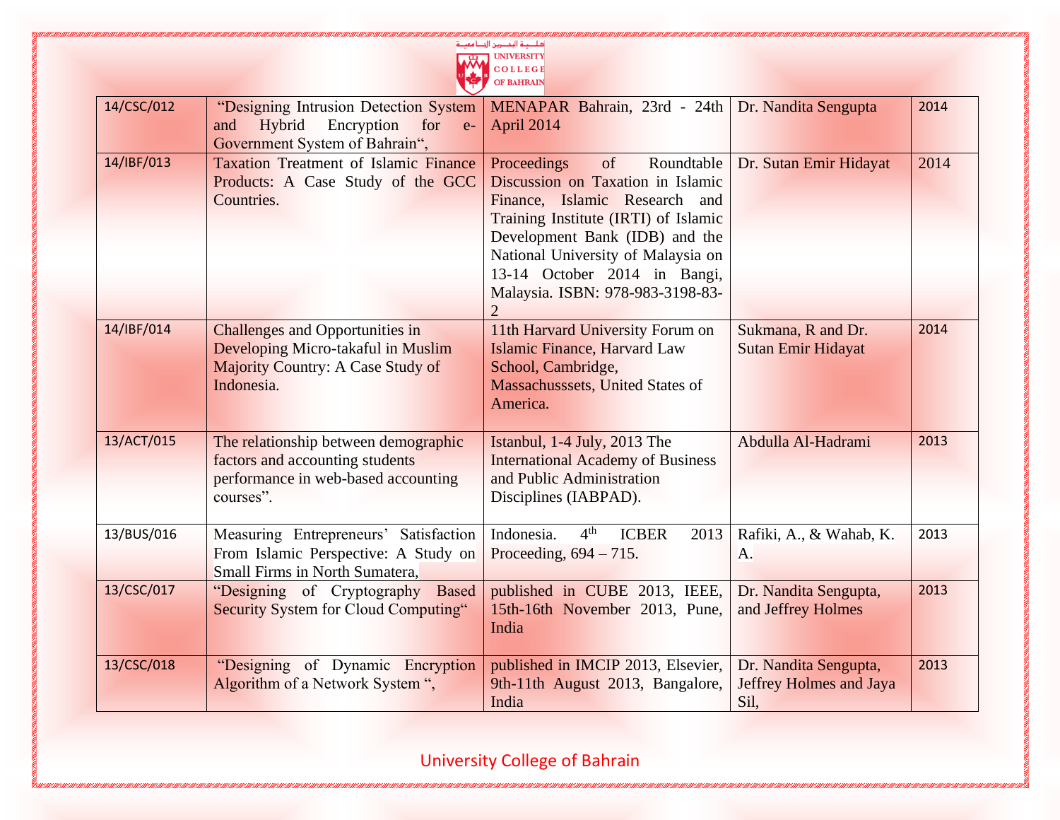| 14/CSC/012 | "Designing Intrusion Detection System and Hybrid Encryption for e-Government System of Bahrain", | MENAPAR Bahrain, 23rd - 24th April 2014 | Dr. Nandita Sengupta | 2014 |
|---|---|---|---|---|
| 14/IBF/013 | Taxation Treatment of Islamic Finance Products: A Case Study of the GCC Countries. | Proceedings of Roundtable Discussion on Taxation in Islamic Finance, Islamic Research and Training Institute (IRTI) of Islamic Development Bank (IDB) and the National University of Malaysia on 13-14 October 2014 in Bangi, Malaysia. ISBN: 978-983-3198-83-2 | Dr. Sutan Emir Hidayat | 2014 |
| 14/IBF/014 | Challenges and Opportunities in Developing Micro-takaful in Muslim Majority Country: A Case Study of Indonesia. | 11th Harvard University Forum on Islamic Finance, Harvard Law School, Cambridge, Massachusssets, United States of America. | Sukmana, R and Dr. Sutan Emir Hidayat | 2014 |
| 13/ACT/015 | The relationship between demographic factors and accounting students performance in web-based accounting courses". | Istanbul, 1-4 July, 2013 The International Academy of Business and Public Administration Disciplines (IABPAD). | Abdulla Al-Hadrami | 2013 |
| 13/BUS/016 | Measuring Entrepreneurs' Satisfaction From Islamic Perspective: A Study on Small Firms in North Sumatera, | Indonesia. 4th ICBER 2013 Proceeding, 694 – 715. | Rafiki, A., & Wahab, K. A. | 2013 |
| 13/CSC/017 | "Designing of Cryptography Based Security System for Cloud Computing" | published in CUBE 2013, IEEE, 15th-16th November 2013, Pune, India | Dr. Nandita Sengupta, and Jeffrey Holmes | 2013 |
| 13/CSC/018 | "Designing of Dynamic Encryption Algorithm of a Network System ", | published in IMCIP 2013, Elsevier, 9th-11th August 2013, Bangalore, India | Dr. Nandita Sengupta, Jeffrey Holmes and Jaya Sil, | 2013 |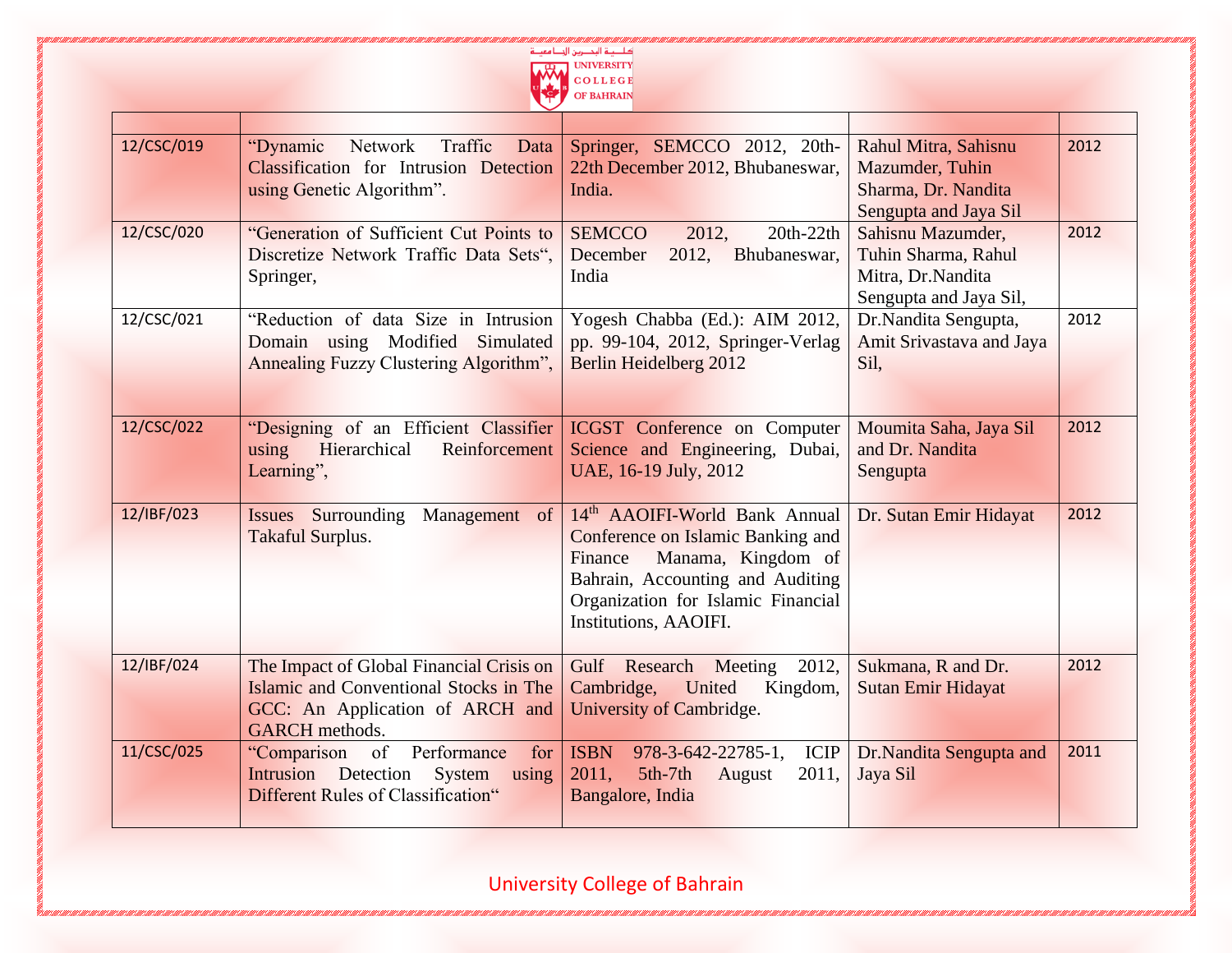| | | | | |
|---|---|---|---|---|
| 12/CSC/019 | "Dynamic Network Traffic Data Classification for Intrusion Detection using Genetic Algorithm". | Springer, SEMCCO 2012, 20th-22th December 2012, Bhubaneswar, India. | Rahul Mitra, Sahisnu Mazumder, Tuhin Sharma, Dr. Nandita Sengupta and Jaya Sil | 2012 |
| 12/CSC/020 | "Generation of Sufficient Cut Points to Discretize Network Traffic Data Sets", Springer, | SEMCCO 2012, 20th-22th December 2012, Bhubaneswar, India | Sahisnu Mazumder, Tuhin Sharma, Rahul Mitra, Dr.Nandita Sengupta and Jaya Sil, | 2012 |
| 12/CSC/021 | "Reduction of data Size in Intrusion Domain using Modified Simulated Annealing Fuzzy Clustering Algorithm", | Yogesh Chabba (Ed.): AIM 2012, pp. 99-104, 2012, Springer-Verlag Berlin Heidelberg 2012 | Dr.Nandita Sengupta, Amit Srivastava and Jaya Sil, | 2012 |
| 12/CSC/022 | "Designing of an Efficient Classifier using Hierarchical Reinforcement Learning", | ICGST Conference on Computer Science and Engineering, Dubai, UAE, 16-19 July, 2012 | Moumita Saha, Jaya Sil and Dr. Nandita Sengupta | 2012 |
| 12/IBF/023 | Issues Surrounding Management of Takaful Surplus. | 14th AAOIFI-World Bank Annual Conference on Islamic Banking and Finance Manama, Kingdom of Bahrain, Accounting and Auditing Organization for Islamic Financial Institutions, AAOIFI. | Dr. Sutan Emir Hidayat | 2012 |
| 12/IBF/024 | The Impact of Global Financial Crisis on Islamic and Conventional Stocks in The GCC: An Application of ARCH and GARCH methods. | Gulf Research Meeting 2012, Cambridge, United Kingdom, University of Cambridge. | Sukmana, R and Dr. Sutan Emir Hidayat | 2012 |
| 11/CSC/025 | "Comparison of Performance for Intrusion Detection System using Different Rules of Classification" | ISBN 978-3-642-22785-1, ICIP 2011, 5th-7th August 2011, Bangalore, India | Dr.Nandita Sengupta and Jaya Sil | 2011 |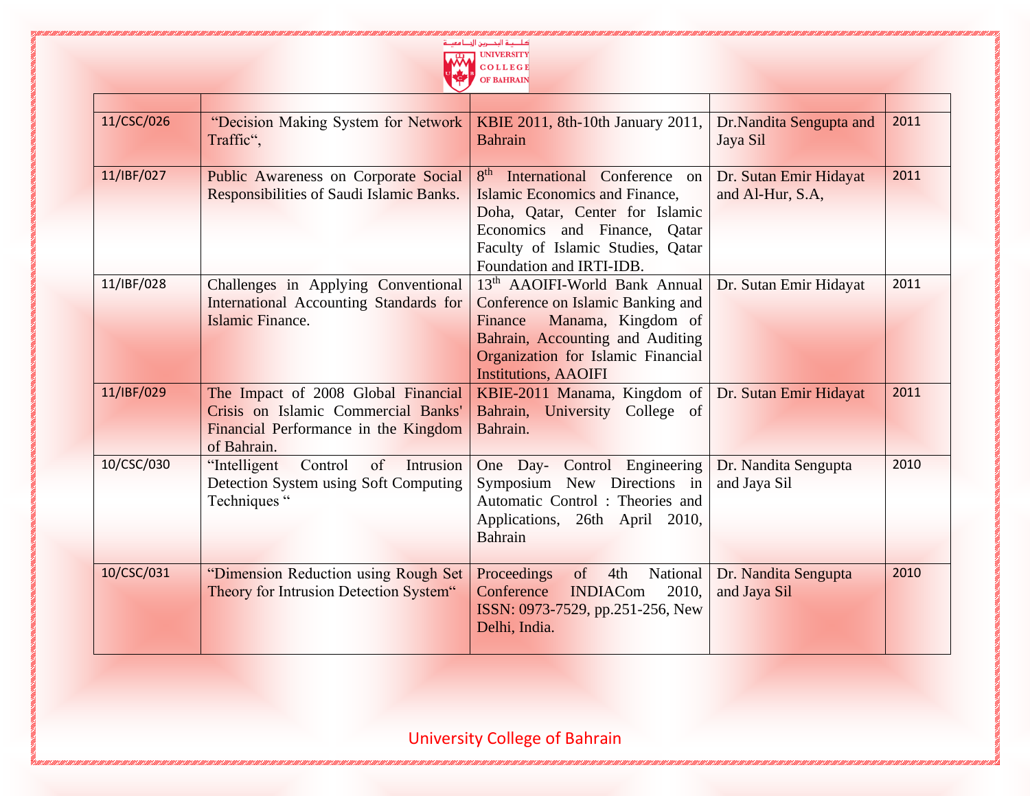| | | | | |
|---|---|---|---|---|
| 11/CSC/026 | "Decision Making System for Network Traffic", | KBIE 2011, 8th-10th January 2011, Bahrain | Dr.Nandita Sengupta and Jaya Sil | 2011 |
| 11/IBF/027 | Public Awareness on Corporate Social Responsibilities of Saudi Islamic Banks. | 8th International Conference on Islamic Economics and Finance, Doha, Qatar, Center for Islamic Economics and Finance, Qatar Faculty of Islamic Studies, Qatar Foundation and IRTI-IDB. | Dr. Sutan Emir Hidayat and Al-Hur, S.A, | 2011 |
| 11/IBF/028 | Challenges in Applying Conventional International Accounting Standards for Islamic Finance. | 13th AAOIFI-World Bank Annual Conference on Islamic Banking and Finance Manama, Kingdom of Bahrain, Accounting and Auditing Organization for Islamic Financial Institutions, AAOIFI | Dr. Sutan Emir Hidayat | 2011 |
| 11/IBF/029 | The Impact of 2008 Global Financial Crisis on Islamic Commercial Banks' Financial Performance in the Kingdom of Bahrain. | KBIE-2011 Manama, Kingdom of Bahrain, University College of Bahrain. | Dr. Sutan Emir Hidayat | 2011 |
| 10/CSC/030 | "Intelligent Control of Intrusion Detection System using Soft Computing Techniques " | One Day- Control Engineering Symposium New Directions in Automatic Control : Theories and Applications, 26th April 2010, Bahrain | Dr. Nandita Sengupta and Jaya Sil | 2010 |
| 10/CSC/031 | "Dimension Reduction using Rough Set Theory for Intrusion Detection System" | Proceedings of 4th National Conference INDIACom 2010, ISSN: 0973-7529, pp.251-256, New Delhi, India. | Dr. Nandita Sengupta and Jaya Sil | 2010 |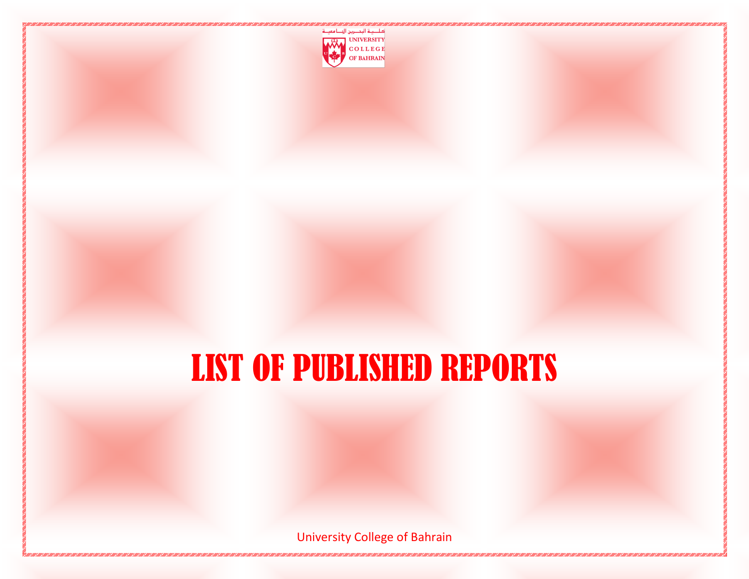كلية البحرين الجامعية
UNIVERSITY COLLEGE OF BAHRAIN

# LIST OF PUBLISHED REPORTS

University College of Bahrain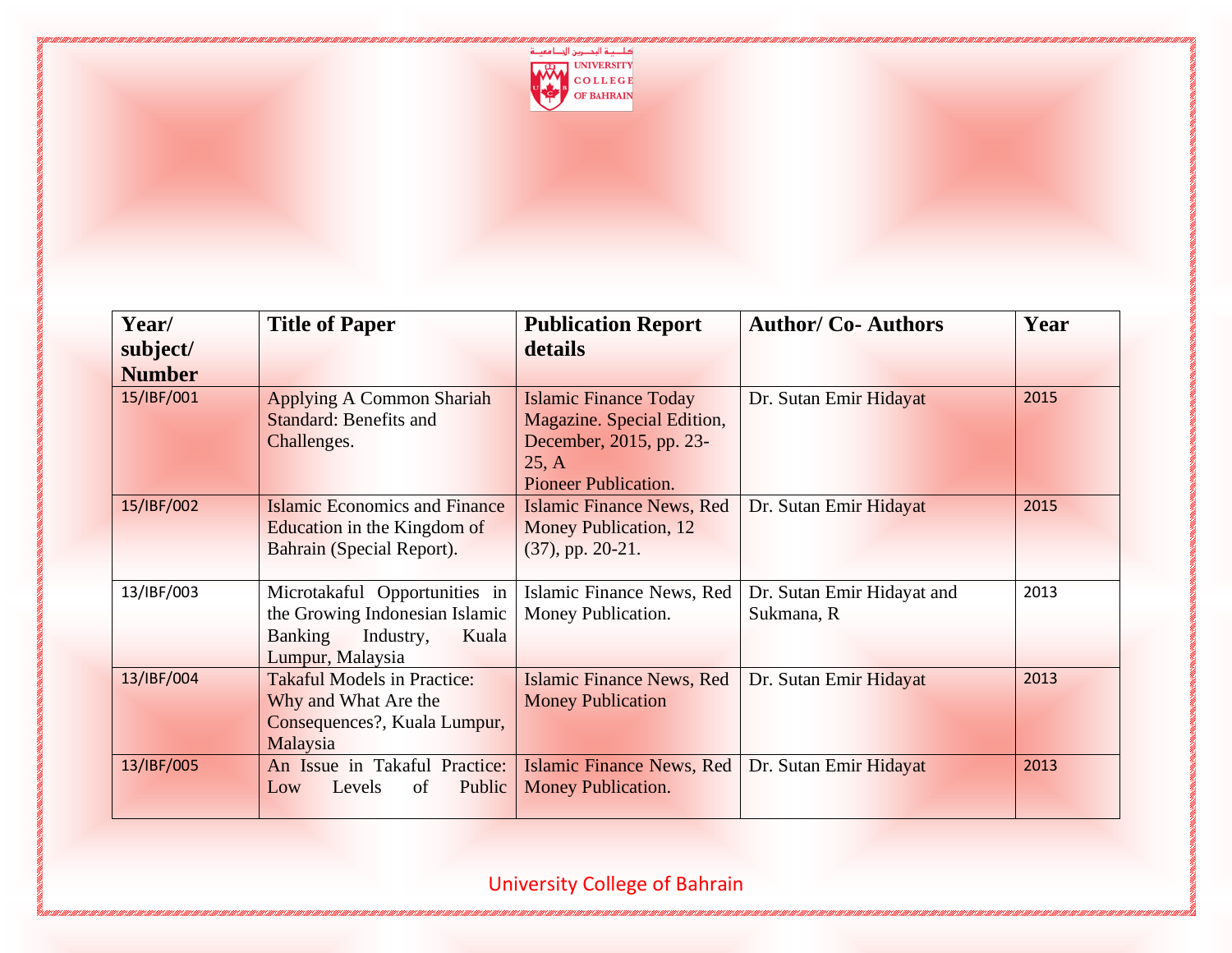| Year/ subject/ Number | Title of Paper | Publication Report details | Author/ Co- Authors | Year |
|---|---|---|---|---|
| 15/IBF/001 | Applying A Common Shariah Standard: Benefits and Challenges. | Islamic Finance Today Magazine. Special Edition, December, 2015, pp. 23-25, A Pioneer Publication. | Dr. Sutan Emir Hidayat | 2015 |
| 15/IBF/002 | Islamic Economics and Finance Education in the Kingdom of Bahrain (Special Report). | Islamic Finance News, Red Money Publication, 12 (37), pp. 20-21. | Dr. Sutan Emir Hidayat | 2015 |
| 13/IBF/003 | Microtakaful Opportunities in the Growing Indonesian Islamic Banking Industry, Kuala Lumpur, Malaysia | Islamic Finance News, Red Money Publication. | Dr. Sutan Emir Hidayat and Sukmana, R | 2013 |
| 13/IBF/004 | Takaful Models in Practice: Why and What Are the Consequences?, Kuala Lumpur, Malaysia | Islamic Finance News, Red Money Publication | Dr. Sutan Emir Hidayat | 2013 |
| 13/IBF/005 | An Issue in Takaful Practice: Low Levels of Public | Islamic Finance News, Red Money Publication. | Dr. Sutan Emir Hidayat | 2013 |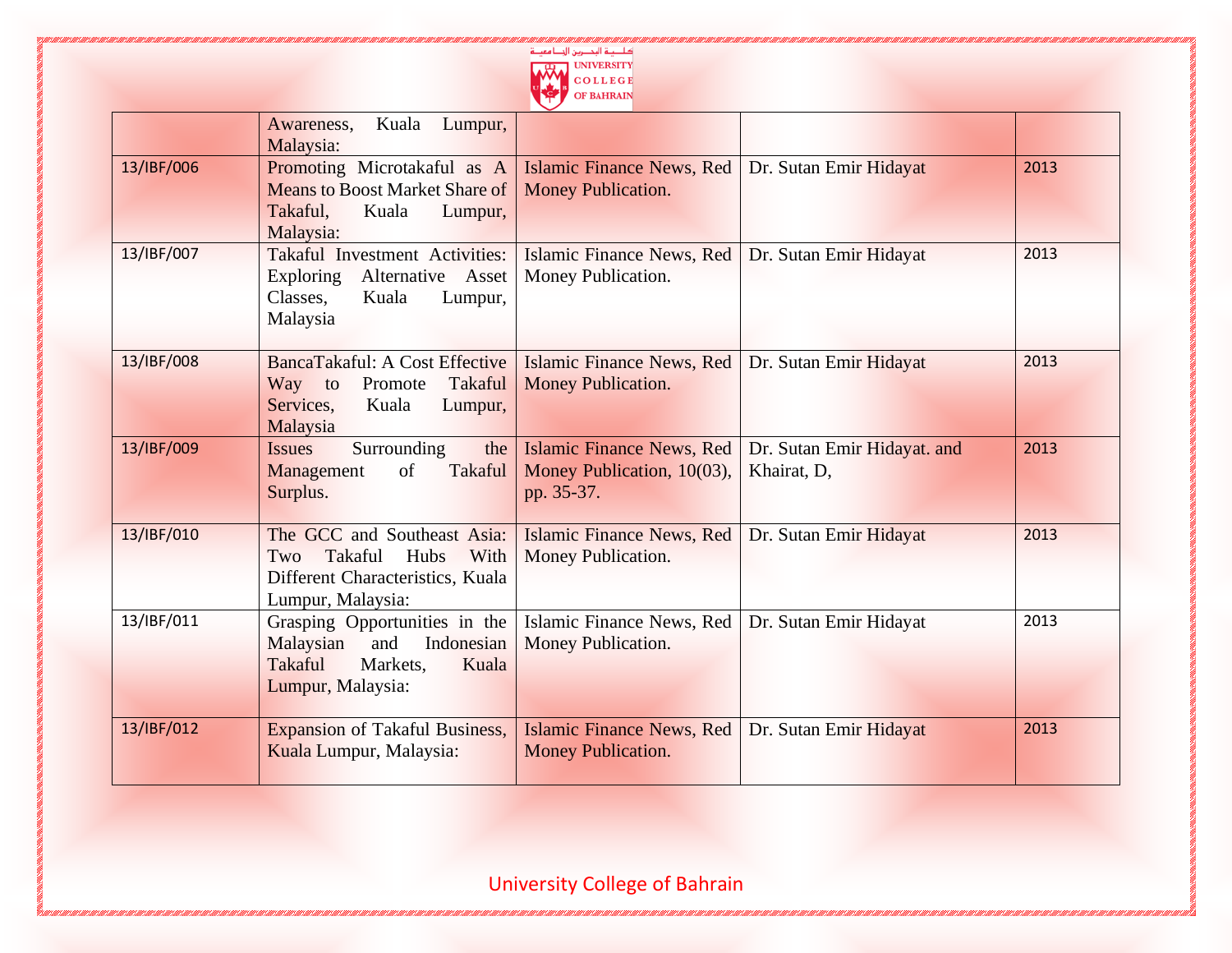| | | | | |
|---|---|---|---|---|
| | Awareness, Kuala Lumpur, Malaysia: | | | |
| 13/IBF/006 | Promoting Microtakaful as A Means to Boost Market Share of Takaful, Kuala Lumpur, Malaysia: | Islamic Finance News, Red Money Publication. | Dr. Sutan Emir Hidayat | 2013 |
| 13/IBF/007 | Takaful Investment Activities: Exploring Alternative Asset Classes, Kuala Lumpur, Malaysia | Islamic Finance News, Red Money Publication. | Dr. Sutan Emir Hidayat | 2013 |
| 13/IBF/008 | BancaTakaful: A Cost Effective Way to Promote Takaful Services, Kuala Lumpur, Malaysia | Islamic Finance News, Red Money Publication. | Dr. Sutan Emir Hidayat | 2013 |
| 13/IBF/009 | Issues Surrounding the Management of Takaful Surplus. | Islamic Finance News, Red Money Publication, 10(03), pp. 35-37. | Dr. Sutan Emir Hidayat. and Khairat, D, | 2013 |
| 13/IBF/010 | The GCC and Southeast Asia: Two Takaful Hubs With Different Characteristics, Kuala Lumpur, Malaysia: | Islamic Finance News, Red Money Publication. | Dr. Sutan Emir Hidayat | 2013 |
| 13/IBF/011 | Grasping Opportunities in the Malaysian and Indonesian Takaful Markets, Kuala Lumpur, Malaysia: | Islamic Finance News, Red Money Publication. | Dr. Sutan Emir Hidayat | 2013 |
| 13/IBF/012 | Expansion of Takaful Business, Kuala Lumpur, Malaysia: | Islamic Finance News, Red Money Publication. | Dr. Sutan Emir Hidayat | 2013 |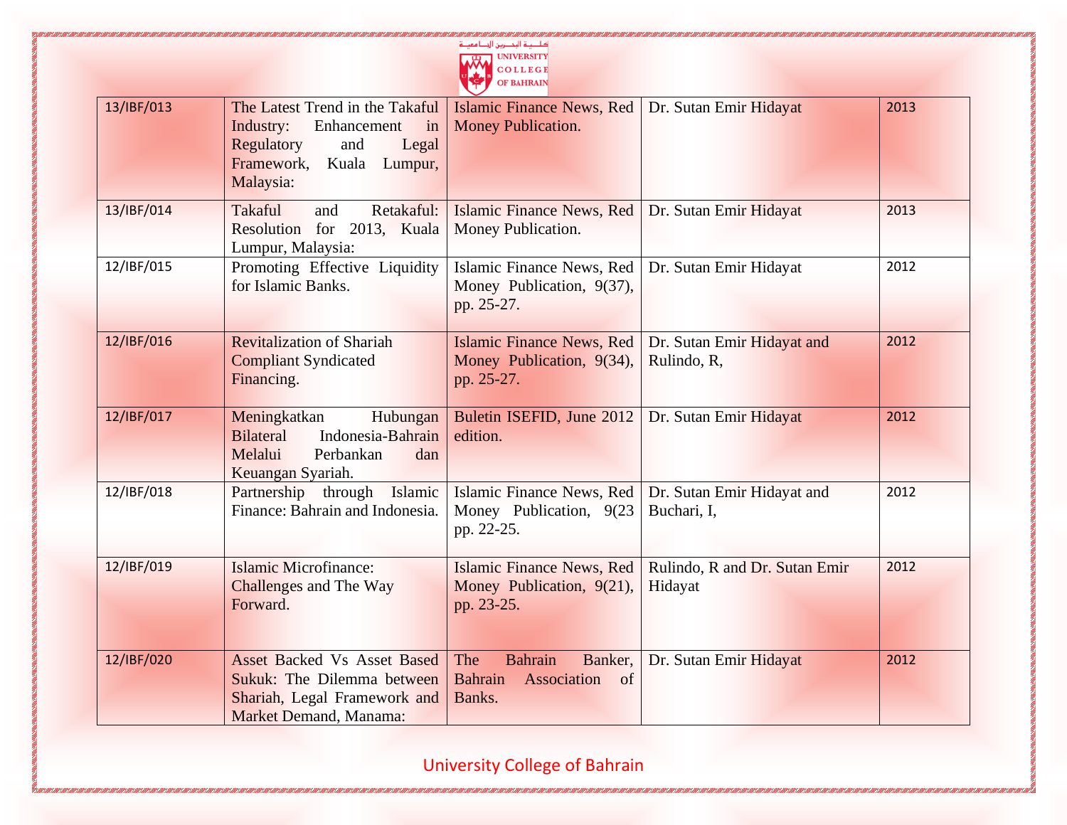| 13/IBF/013 | The Latest Trend in the Takaful Industry: Enhancement in Regulatory and Legal Framework, Kuala Lumpur, Malaysia: | Islamic Finance News, Red Money Publication. | Dr. Sutan Emir Hidayat | 2013 |
|---|---|---|---|---|
| 13/IBF/014 | Takaful and Retakaful: Resolution for 2013, Kuala Lumpur, Malaysia: | Islamic Finance News, Red Money Publication. | Dr. Sutan Emir Hidayat | 2013 |
| 12/IBF/015 | Promoting Effective Liquidity for Islamic Banks. | Islamic Finance News, Red Money Publication, 9(37), pp. 25-27. | Dr. Sutan Emir Hidayat | 2012 |
| 12/IBF/016 | Revitalization of Shariah Compliant Syndicated Financing. | Islamic Finance News, Red Money Publication, 9(34), pp. 25-27. | Dr. Sutan Emir Hidayat and Rulindo, R, | 2012 |
| 12/IBF/017 | Meningkatkan Hubungan Bilateral Indonesia-Bahrain Melalui Perbankan dan Keuangan Syariah. | Buletin ISEFID, June 2012 edition. | Dr. Sutan Emir Hidayat | 2012 |
| 12/IBF/018 | Partnership through Islamic Finance: Bahrain and Indonesia. | Islamic Finance News, Red Money Publication, 9(23 pp. 22-25. | Dr. Sutan Emir Hidayat and Buchari, I, | 2012 |
| 12/IBF/019 | Islamic Microfinance: Challenges and The Way Forward. | Islamic Finance News, Red Money Publication, 9(21), pp. 23-25. | Rulindo, R and Dr. Sutan Emir Hidayat | 2012 |
| 12/IBF/020 | Asset Backed Vs Asset Based Sukuk: The Dilemma between Shariah, Legal Framework and Market Demand, Manama: | The Bahrain Banker, Bahrain Association of Banks. | Dr. Sutan Emir Hidayat | 2012 |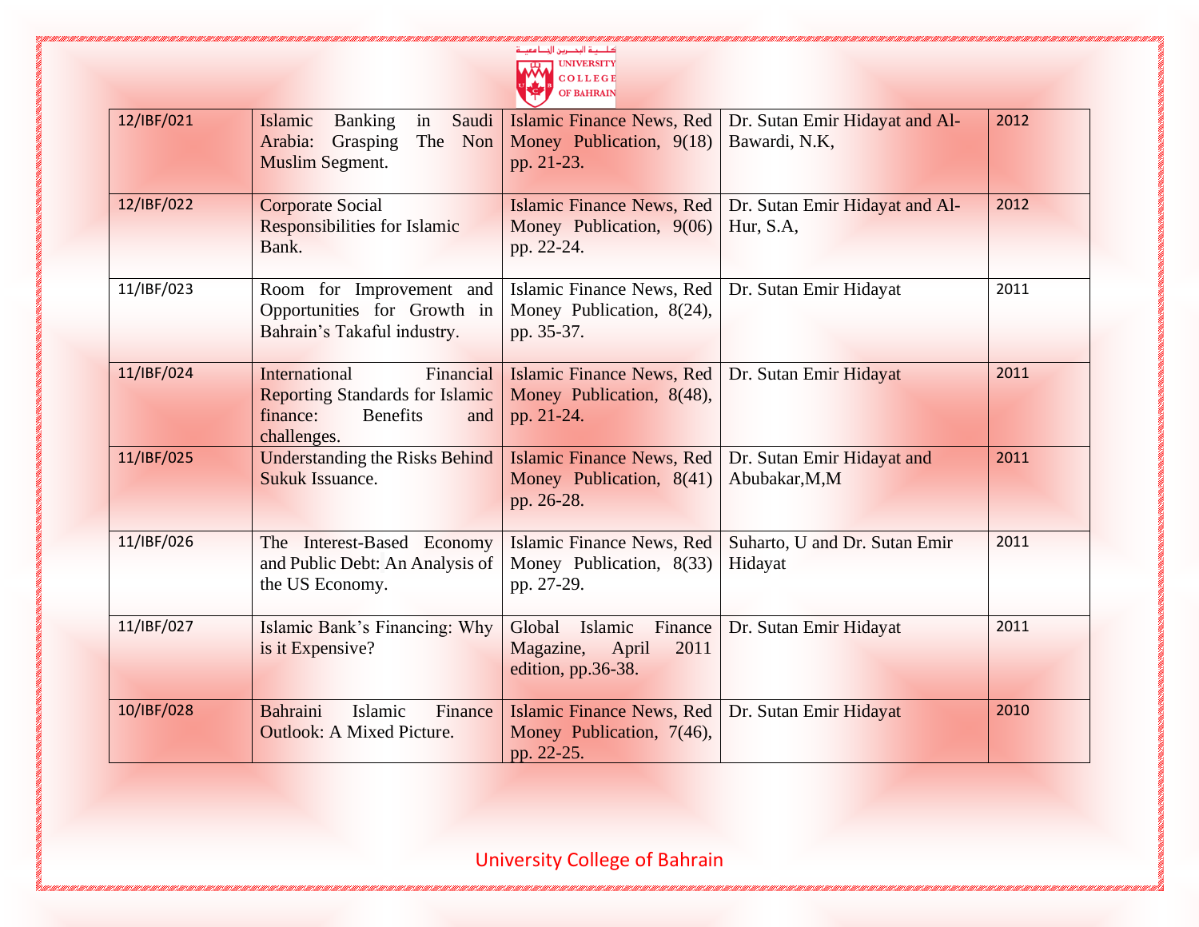| 12/IBF/021 | Islamic Banking in Saudi Arabia: Grasping The Non Muslim Segment. | Islamic Finance News, Red Money Publication, 9(18) pp. 21-23. | Dr. Sutan Emir Hidayat and Al-Bawardi, N.K, | 2012 |
|---|---|---|---|---|
| 12/IBF/022 | Corporate Social Responsibilities for Islamic Bank. | Islamic Finance News, Red Money Publication, 9(06) pp. 22-24. | Dr. Sutan Emir Hidayat and Al-Hur, S.A, | 2012 |
| 11/IBF/023 | Room for Improvement and Opportunities for Growth in Bahrain's Takaful industry. | Islamic Finance News, Red Money Publication, 8(24), pp. 35-37. | Dr. Sutan Emir Hidayat | 2011 |
| 11/IBF/024 | International Financial Reporting Standards for Islamic finance: Benefits and challenges. | Islamic Finance News, Red Money Publication, 8(48), pp. 21-24. | Dr. Sutan Emir Hidayat | 2011 |
| 11/IBF/025 | Understanding the Risks Behind Sukuk Issuance. | Islamic Finance News, Red Money Publication, 8(41) pp. 26-28. | Dr. Sutan Emir Hidayat and Abubakar,M,M | 2011 |
| 11/IBF/026 | The Interest-Based Economy and Public Debt: An Analysis of the US Economy. | Islamic Finance News, Red Money Publication, 8(33) pp. 27-29. | Suharto, U and Dr. Sutan Emir Hidayat | 2011 |
| 11/IBF/027 | Islamic Bank's Financing: Why is it Expensive? | Global Islamic Finance Magazine, April 2011 edition, pp.36-38. | Dr. Sutan Emir Hidayat | 2011 |
| 10/IBF/028 | Bahraini Islamic Finance Outlook: A Mixed Picture. | Islamic Finance News, Red Money Publication, 7(46), pp. 22-25. | Dr. Sutan Emir Hidayat | 2010 |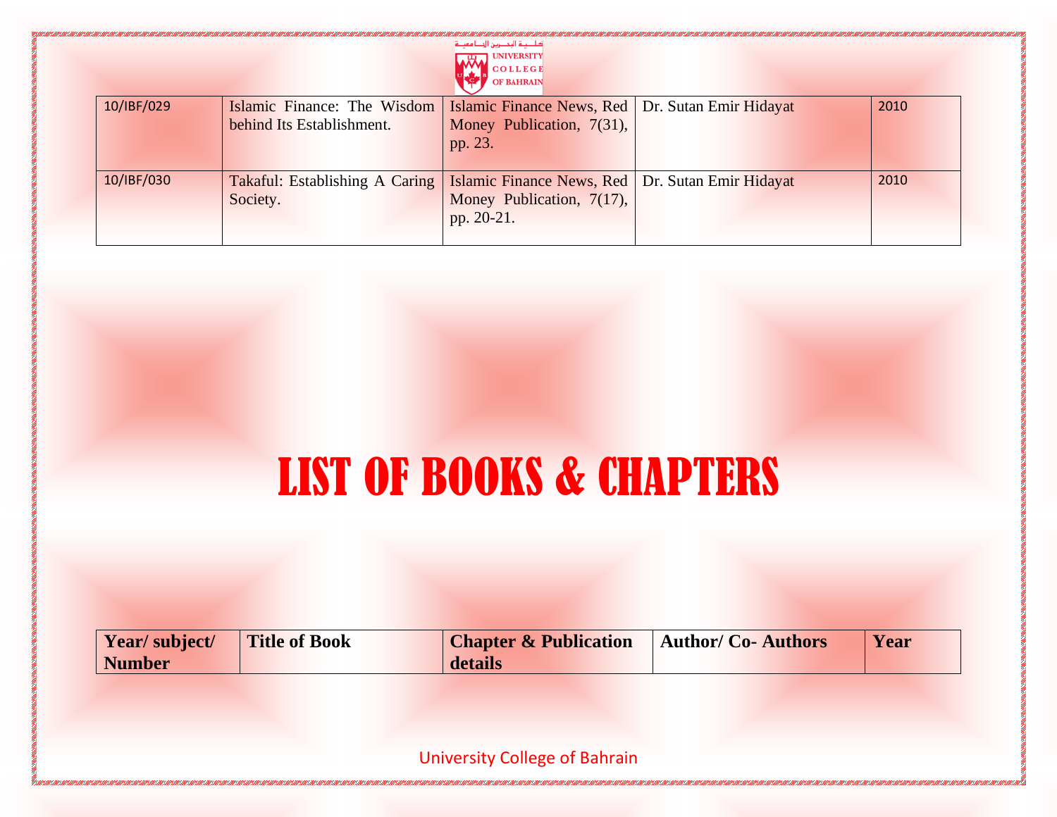| | | | | |
|---|---|---|---|---|
| 10/IBF/029 | Islamic Finance: The Wisdom behind Its Establishment. | Islamic Finance News, Red Money Publication, 7(31), pp. 23. | Dr. Sutan Emir Hidayat | 2010 |
| 10/IBF/030 | Takaful: Establishing A Caring Society. | Islamic Finance News, Red Money Publication, 7(17), pp. 20-21. | Dr. Sutan Emir Hidayat | 2010 |

# LIST OF BOOKS & CHAPTERS

| Year/ subject/ Number | Title of Book | Chapter & Publication details | Author/ Co- Authors | Year |
|---|---|---|---|---|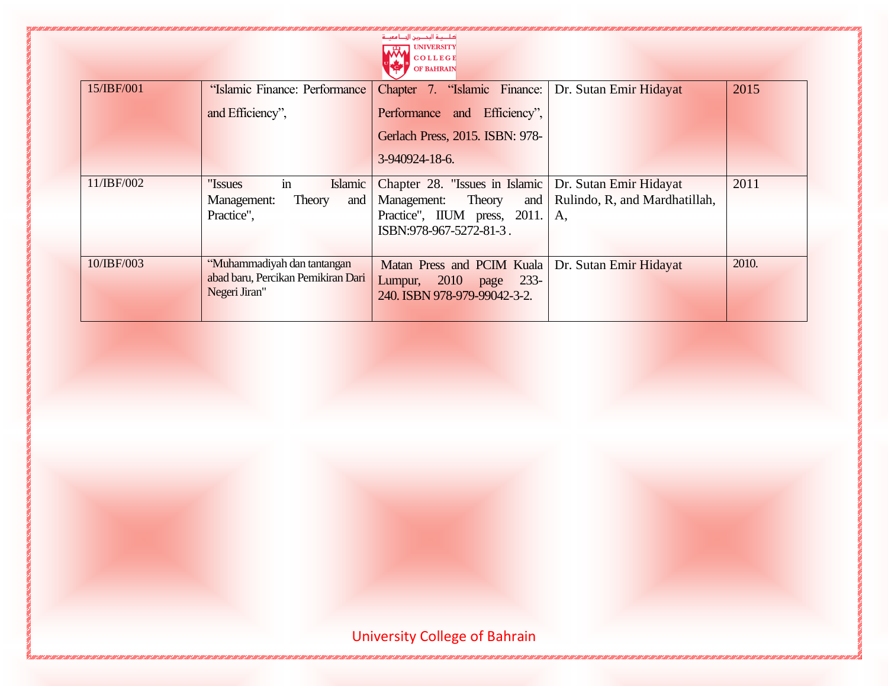| | | | | |
|---|---|---|---|---|
| 15/IBF/001 | "Islamic Finance: Performance and Efficiency", | Chapter 7. "Islamic Finance: Performance and Efficiency", Gerlach Press, 2015. ISBN: 978-3-940924-18-6. | Dr. Sutan Emir Hidayat | 2015 |
| 11/IBF/002 | "Issues in Islamic Management: Theory and Practice", | Chapter 28. "Issues in Islamic Management: Theory and Practice", IIUM press, 2011. ISBN:978-967-5272-81-3 . | Dr. Sutan Emir Hidayat Rulindo, R, and Mardhatillah, A, | 2011 |
| 10/IBF/003 | "Muhammadiyah dan tantangan abad baru, Percikan Pemikiran Dari Negeri Jiran" | Matan Press and PCIM Kuala Lumpur, 2010 page 233-240. ISBN 978-979-99042-3-2. | Dr. Sutan Emir Hidayat | 2010. |